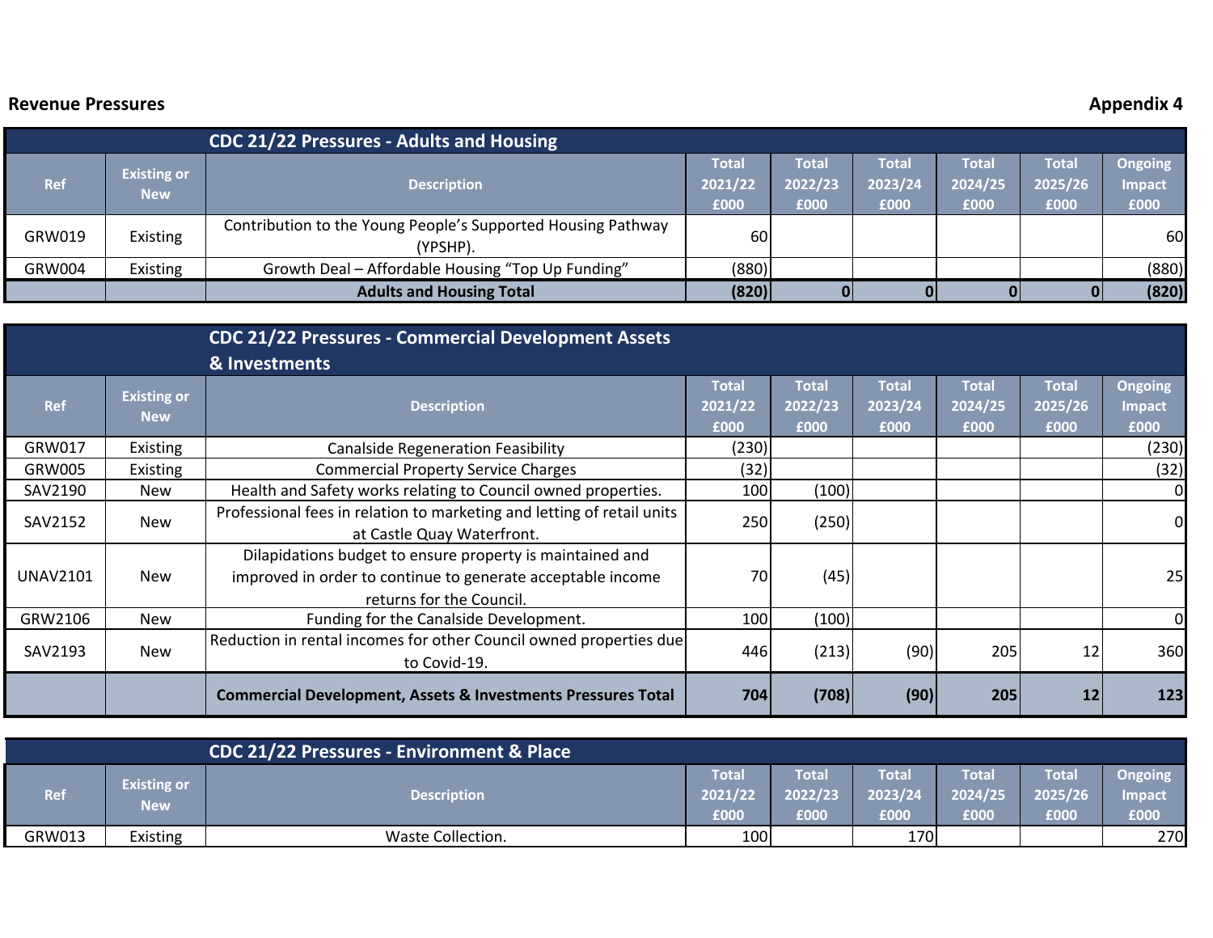**Revenue Pressures** **Appendix 4**

| CDC 21/22 Pressures - Adults and Housing | | | | | | | | |
|---|---|---|---|---|---|---|---|---|
| Ref | Existing or New | Description | Total 2021/22 £000 | Total 2022/23 £000 | Total 2023/24 £000 | Total 2024/25 £000 | Total 2025/26 £000 | Ongoing Impact £000 |
| GRW019 | Existing | Contribution to the Young People's Supported Housing Pathway (YPSHP). | 60 | | | | | 60 |
| GRW004 | Existing | Growth Deal – Affordable Housing "Top Up Funding" | (880) | | | | | (880) |
| | | **Adults and Housing Total** | **(820)** | **0** | **0** | **0** | **0** | **(820)** |

| CDC 21/22 Pressures - Commercial Development Assets & Investments | | | | | | | | |
|---|---|---|---|---|---|---|---|---|
| Ref | Existing or New | Description | Total 2021/22 £000 | Total 2022/23 £000 | Total 2023/24 £000 | Total 2024/25 £000 | Total 2025/26 £000 | Ongoing Impact £000 |
| GRW017 | Existing | Canalside Regeneration Feasibility | (230) | | | | | (230) |
| GRW005 | Existing | Commercial Property Service Charges | (32) | | | | | (32) |
| SAV2190 | New | Health and Safety works relating to Council owned properties. | 100 | (100) | | | | 0 |
| SAV2152 | New | Professional fees in relation to marketing and letting of retail units at Castle Quay Waterfront. | 250 | (250) | | | | 0 |
| UNAV2101 | New | Dilapidations budget to ensure property is maintained and improved in order to continue to generate acceptable income returns for the Council. | 70 | (45) | | | | 25 |
| GRW2106 | New | Funding for the Canalside Development. | 100 | (100) | | | | 0 |
| SAV2193 | New | Reduction in rental incomes for other Council owned properties due to Covid-19. | 446 | (213) | (90) | 205 | 12 | 360 |
| | | **Commercial Development, Assets & Investments Pressures Total** | **704** | **(708)** | **(90)** | **205** | **12** | **123** |

| CDC 21/22 Pressures - Environment & Place | | | | | | | | |
|---|---|---|---|---|---|---|---|---|
| Ref | Existing or New | Description | Total 2021/22 £000 | Total 2022/23 £000 | Total 2023/24 £000 | Total 2024/25 £000 | Total 2025/26 £000 | Ongoing Impact £000 |
| GRW013 | Existing | Waste Collection. | 100 | | 170 | | | 270 |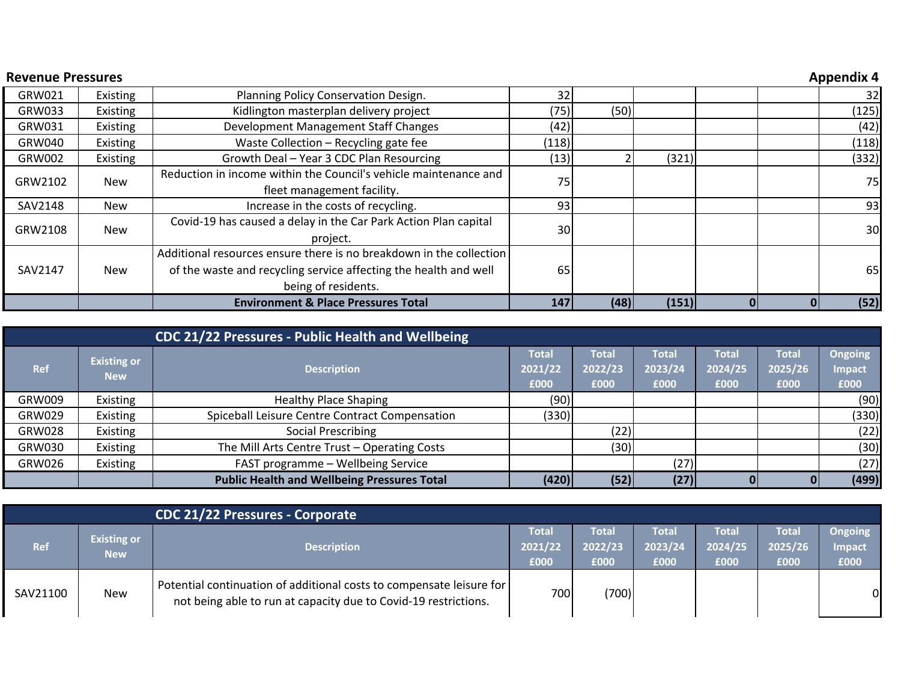**Revenue Pressures** **Appendix 4**

| | | | | | | | | |
|---|---|---|---|---|---|---|---|---|
| GRW021 | Existing | Planning Policy Conservation Design. | 32 | | | | | 32 |
| GRW033 | Existing | Kidlington masterplan delivery project | (75) | (50) | | | | (125) |
| GRW031 | Existing | Development Management Staff Changes | (42) | | | | | (42) |
| GRW040 | Existing | Waste Collection – Recycling gate fee | (118) | | | | | (118) |
| GRW002 | Existing | Growth Deal – Year 3 CDC Plan Resourcing | (13) | 2 | (321) | | | (332) |
| GRW2102 | New | Reduction in income within the Council's vehicle maintenance and fleet management facility. | 75 | | | | | 75 |
| SAV2148 | New | Increase in the costs of recycling. | 93 | | | | | 93 |
| GRW2108 | New | Covid-19 has caused a delay in the Car Park Action Plan capital project. | 30 | | | | | 30 |
| SAV2147 | New | Additional resources ensure there is no breakdown in the collection of the waste and recycling service affecting the health and well being of residents. | 65 | | | | | 65 |
| | | **Environment & Place Pressures Total** | **147** | **(48)** | **(151)** | **0** | **0** | **(52)** |

**CDC 21/22 Pressures - Public Health and Wellbeing**

| Ref | Existing or New | Description | Total 2021/22 £000 | Total 2022/23 £000 | Total 2023/24 £000 | Total 2024/25 £000 | Total 2025/26 £000 | Ongoing Impact £000 |
|---|---|---|---|---|---|---|---|---|
| GRW009 | Existing | Healthy Place Shaping | (90) | | | | | (90) |
| GRW029 | Existing | Spiceball Leisure Centre Contract Compensation | (330) | | | | | (330) |
| GRW028 | Existing | Social Prescribing | | (22) | | | | (22) |
| GRW030 | Existing | The Mill Arts Centre Trust – Operating Costs | | (30) | | | | (30) |
| GRW026 | Existing | FAST programme – Wellbeing Service | | | (27) | | | (27) |
| | | **Public Health and Wellbeing Pressures Total** | **(420)** | **(52)** | **(27)** | **0** | **0** | **(499)** |

**CDC 21/22 Pressures - Corporate**

| Ref | Existing or New | Description | Total 2021/22 £000 | Total 2022/23 £000 | Total 2023/24 £000 | Total 2024/25 £000 | Total 2025/26 £000 | Ongoing Impact £000 |
|---|---|---|---|---|---|---|---|---|
| SAV21100 | New | Potential continuation of additional costs to compensate leisure for not being able to run at capacity due to Covid-19 restrictions. | 700 | (700) | | | | 0 |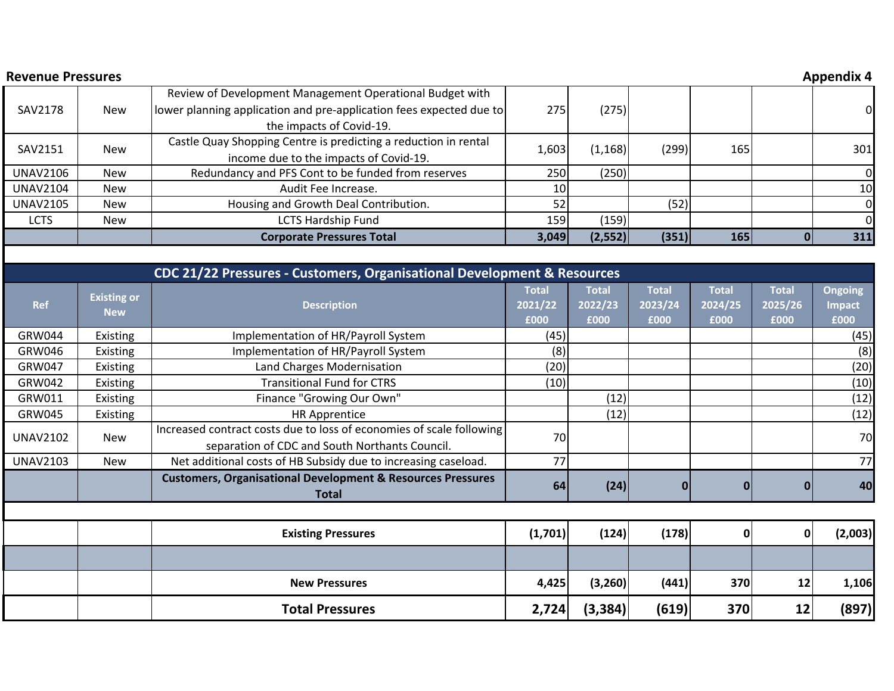**Revenue Pressures** **Appendix 4**

| | | | | | | | | |
|---|---|---|---|---|---|---|---|---|
| SAV2178 | New | Review of Development Management Operational Budget with lower planning application and pre-application fees expected due to the impacts of Covid-19. | 275 | (275) | | | | 0 |
| SAV2151 | New | Castle Quay Shopping Centre is predicting a reduction in rental income due to the impacts of Covid-19. | 1,603 | (1,168) | (299) | 165 | | 301 |
| UNAV2106 | New | Redundancy and PFS Cont to be funded from reserves | 250 | (250) | | | | 0 |
| UNAV2104 | New | Audit Fee Increase. | 10 | | | | | 10 |
| UNAV2105 | New | Housing and Growth Deal Contribution. | 52 | | (52) | | | 0 |
| LCTS | New | LCTS Hardship Fund | 159 | (159) | | | | 0 |
| | | **Corporate Pressures Total** | **3,049** | **(2,552)** | **(351)** | **165** | **0** | **311** |

**CDC 21/22 Pressures - Customers, Organisational Development & Resources**

| Ref | Existing or New | Description | Total 2021/22 £000 | Total 2022/23 £000 | Total 2023/24 £000 | Total 2024/25 £000 | Total 2025/26 £000 | Ongoing Impact £000 |
|---|---|---|---|---|---|---|---|---|
| GRW044 | Existing | Implementation of HR/Payroll System | (45) | | | | | (45) |
| GRW046 | Existing | Implementation of HR/Payroll System | (8) | | | | | (8) |
| GRW047 | Existing | Land Charges Modernisation | (20) | | | | | (20) |
| GRW042 | Existing | Transitional Fund for CTRS | (10) | | | | | (10) |
| GRW011 | Existing | Finance "Growing Our Own" | | (12) | | | | (12) |
| GRW045 | Existing | HR Apprentice | | (12) | | | | (12) |
| UNAV2102 | New | Increased contract costs due to loss of economies of scale following separation of CDC and South Northants Council. | 70 | | | | | 70 |
| UNAV2103 | New | Net additional costs of HB Subsidy due to increasing caseload. | 77 | | | | | 77 |
| | | **Customers, Organisational Development & Resources Pressures Total** | **64** | **(24)** | **0** | **0** | **0** | **40** |

| | | | | | | | | |
|---|---|---|---|---|---|---|---|---|
| | | **Existing Pressures** | **(1,701)** | **(124)** | **(178)** | **0** | **0** | **(2,003)** |
| | | **New Pressures** | **4,425** | **(3,260)** | **(441)** | **370** | **12** | **1,106** |
| | | **Total Pressures** | **2,724** | **(3,384)** | **(619)** | **370** | **12** | **(897)** |